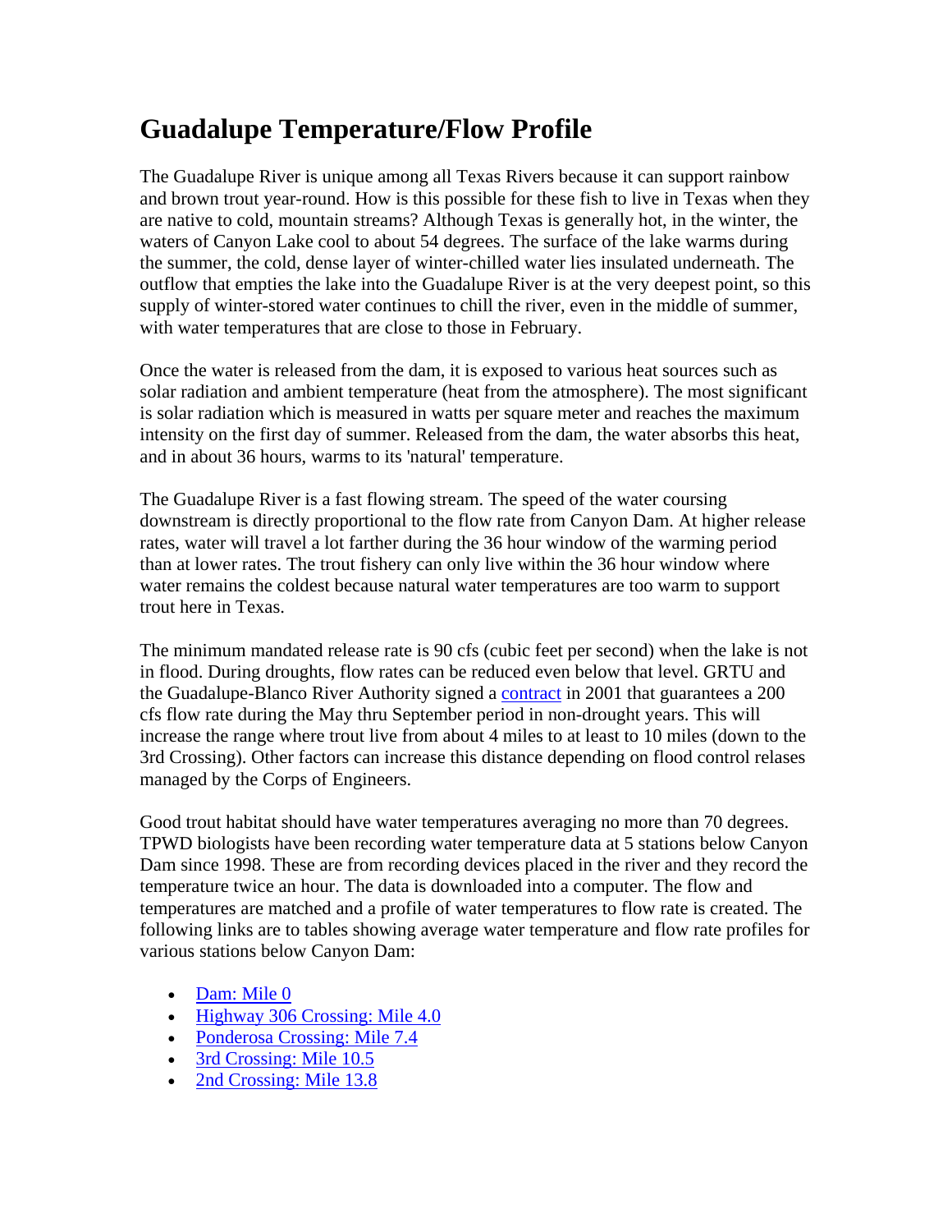# Guadalupe Temperature/Flow Profile

The Guadalupe River is unique among all Texas Rivers because it can support rainbow and brown trout year-round. How is this possible for these fish to live in Texas when they are native to cold, mountain streams? Although Texas is generally hot, in the winter, the waters of Canyon Lake cool to about 54 degrees. The surface of the lake warms during the summer, the cold, dense layer of winter-chilled water lies insulated underneath. The outflow that empties the lake into the Guadalupe River is at the very deepest point, so this supply of winter-stored water continues to chill the river, even in the middle of summer, with water temperatures that are close to those in February.

Once the water is released from the dam, it is exposed to various heat sources such as solar radiation and ambient temperature (heat from the atmosphere). The most significant is solar radiation which is measured in watts per square meter and reaches the maximum intensity on the first day of summer. Released from the dam, the water absorbs this heat, and in about 36 hours, warms to its 'natural' temperature.

The Guadalupe River is a fast flowing stream. The speed of the water coursing downstream is directly proportional to the flow rate from Canyon Dam. At higher release rates, water will travel a lot farther during the 36 hour window of the warming period than at lower rates. The trout fishery can only live within the 36 hour window where water remains the coldest because natural water temperatures are too warm to support trout here in Texas.

The minimum mandated release rate is 90 cfs (cubic feet per second) when the lake is not in flood. During droughts, flow rates can be reduced even below that level. GRTU and the Guadalupe-Blanco River Authority signed a contract in 2001 that guarantees a 200 cfs flow rate during the May thru September period in non-drought years. This will increase the range where trout live from about 4 miles to at least to 10 miles (down to the 3rd Crossing). Other factors can increase this distance depending on flood control relases managed by the Corps of Engineers.

Good trout habitat should have water temperatures averaging no more than 70 degrees. TPWD biologists have been recording water temperature data at 5 stations below Canyon Dam since 1998. These are from recording devices placed in the river and they record the temperature twice an hour. The data is downloaded into a computer. The flow and temperatures are matched and a profile of water temperatures to flow rate is created. The following links are to tables showing average water temperature and flow rate profiles for various stations below Canyon Dam:

- Dam: Mile 0
- Highway 306 Crossing: Mile 4.0
- Ponderosa Crossing: Mile 7.4
- 3rd Crossing: Mile 10.5
- 2nd Crossing: Mile 13.8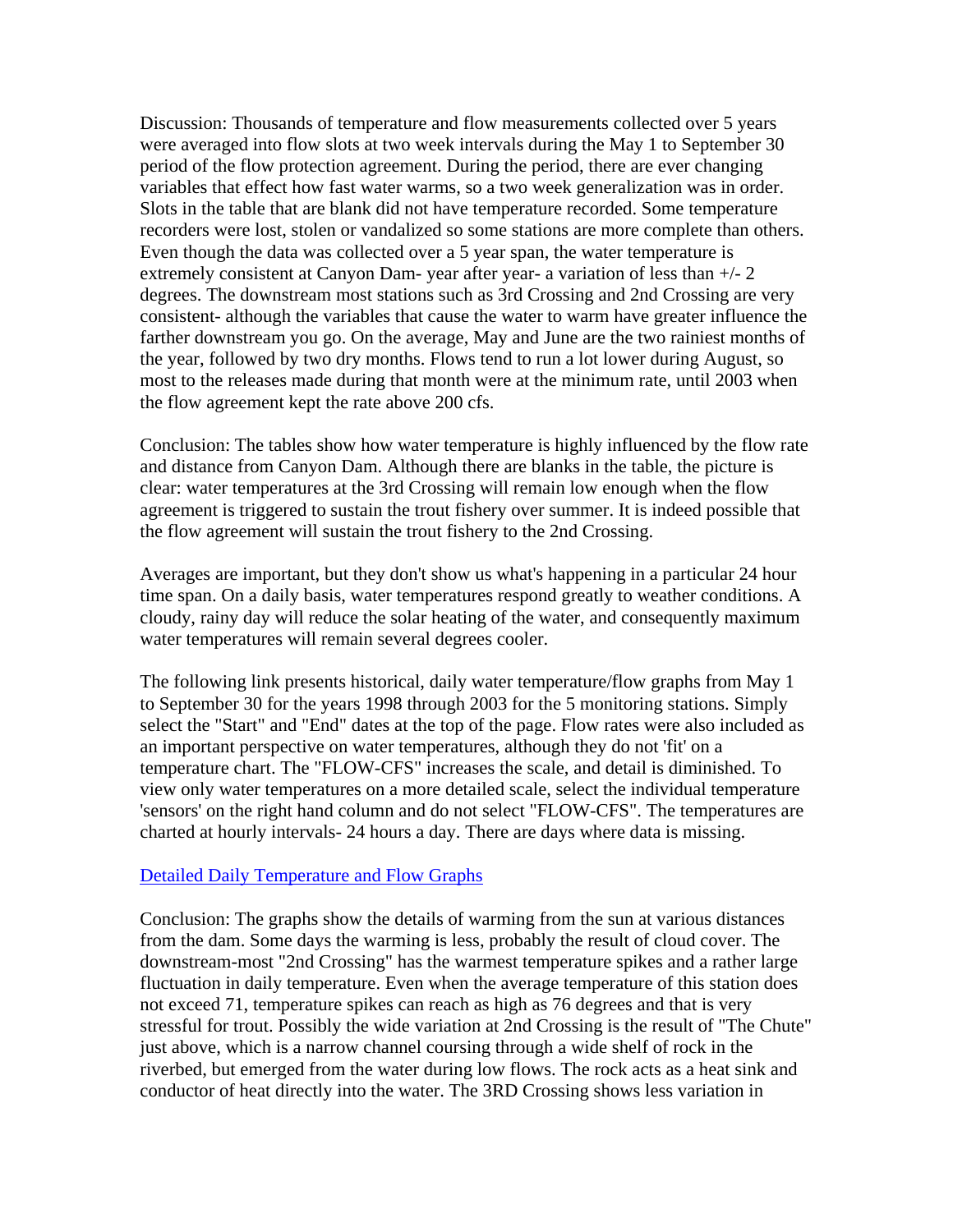Discussion: Thousands of temperature and flow measurements collected over 5 years were averaged into flow slots at two week intervals during the May 1 to September 30 period of the flow protection agreement. During the period, there are ever changing variables that effect how fast water warms, so a two week generalization was in order. Slots in the table that are blank did not have temperature recorded. Some temperature recorders were lost, stolen or vandalized so some stations are more complete than others. Even though the data was collected over a 5 year span, the water temperature is extremely consistent at Canyon Dam- year after year- a variation of less than +/- 2 degrees. The downstream most stations such as 3rd Crossing and 2nd Crossing are very consistent- although the variables that cause the water to warm have greater influence the farther downstream you go. On the average, May and June are the two rainiest months of the year, followed by two dry months. Flows tend to run a lot lower during August, so most to the releases made during that month were at the minimum rate, until 2003 when the flow agreement kept the rate above 200 cfs.

Conclusion: The tables show how water temperature is highly influenced by the flow rate and distance from Canyon Dam. Although there are blanks in the table, the picture is clear: water temperatures at the 3rd Crossing will remain low enough when the flow agreement is triggered to sustain the trout fishery over summer. It is indeed possible that the flow agreement will sustain the trout fishery to the 2nd Crossing.

Averages are important, but they don't show us what's happening in a particular 24 hour time span. On a daily basis, water temperatures respond greatly to weather conditions. A cloudy, rainy day will reduce the solar heating of the water, and consequently maximum water temperatures will remain several degrees cooler.

The following link presents historical, daily water temperature/flow graphs from May 1 to September 30 for the years 1998 through 2003 for the 5 monitoring stations. Simply select the "Start" and "End" dates at the top of the page. Flow rates were also included as an important perspective on water temperatures, although they do not 'fit' on a temperature chart. The "FLOW-CFS" increases the scale, and detail is diminished. To view only water temperatures on a more detailed scale, select the individual temperature 'sensors' on the right hand column and do not select "FLOW-CFS". The temperatures are charted at hourly intervals- 24 hours a day. There are days where data is missing.

Detailed Daily Temperature and Flow Graphs

Conclusion: The graphs show the details of warming from the sun at various distances from the dam. Some days the warming is less, probably the result of cloud cover. The downstream-most "2nd Crossing" has the warmest temperature spikes and a rather large fluctuation in daily temperature. Even when the average temperature of this station does not exceed 71, temperature spikes can reach as high as 76 degrees and that is very stressful for trout. Possibly the wide variation at 2nd Crossing is the result of "The Chute" just above, which is a narrow channel coursing through a wide shelf of rock in the riverbed, but emerged from the water during low flows. The rock acts as a heat sink and conductor of heat directly into the water. The 3RD Crossing shows less variation in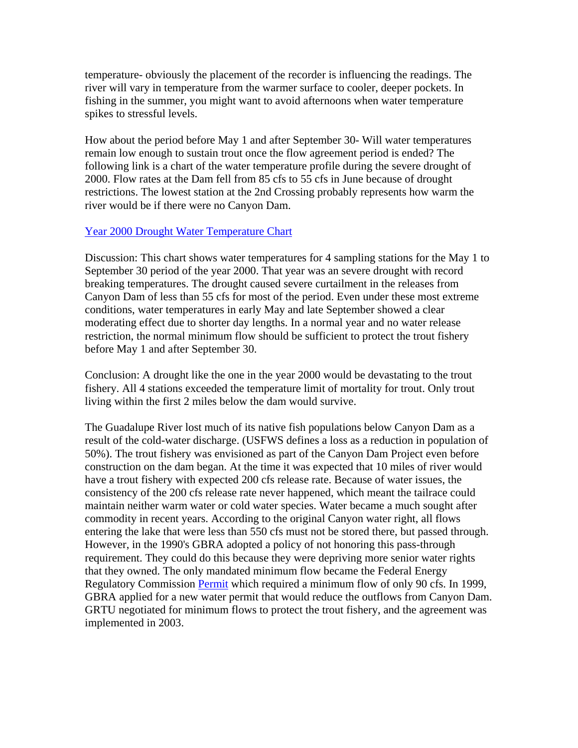temperature- obviously the placement of the recorder is influencing the readings. The river will vary in temperature from the warmer surface to cooler, deeper pockets. In fishing in the summer, you might want to avoid afternoons when water temperature spikes to stressful levels.

How about the period before May 1 and after September 30- Will water temperatures remain low enough to sustain trout once the flow agreement period is ended? The following link is a chart of the water temperature profile during the severe drought of 2000. Flow rates at the Dam fell from 85 cfs to 55 cfs in June because of drought restrictions. The lowest station at the 2nd Crossing probably represents how warm the river would be if there were no Canyon Dam.

Year 2000 Drought Water Temperature Chart

Discussion: This chart shows water temperatures for 4 sampling stations for the May 1 to September 30 period of the year 2000. That year was an severe drought with record breaking temperatures. The drought caused severe curtailment in the releases from Canyon Dam of less than 55 cfs for most of the period. Even under these most extreme conditions, water temperatures in early May and late September showed a clear moderating effect due to shorter day lengths. In a normal year and no water release restriction, the normal minimum flow should be sufficient to protect the trout fishery before May 1 and after September 30.

Conclusion: A drought like the one in the year 2000 would be devastating to the trout fishery. All 4 stations exceeded the temperature limit of mortality for trout. Only trout living within the first 2 miles below the dam would survive.

The Guadalupe River lost much of its native fish populations below Canyon Dam as a result of the cold-water discharge. (USFWS defines a loss as a reduction in population of 50%). The trout fishery was envisioned as part of the Canyon Dam Project even before construction on the dam began. At the time it was expected that 10 miles of river would have a trout fishery with expected 200 cfs release rate. Because of water issues, the consistency of the 200 cfs release rate never happened, which meant the tailrace could maintain neither warm water or cold water species. Water became a much sought after commodity in recent years. According to the original Canyon water right, all flows entering the lake that were less than 550 cfs must not be stored there, but passed through. However, in the 1990's GBRA adopted a policy of not honoring this pass-through requirement. They could do this because they were depriving more senior water rights that they owned. The only mandated minimum flow became the Federal Energy Regulatory Commission Permit which required a minimum flow of only 90 cfs. In 1999, GBRA applied for a new water permit that would reduce the outflows from Canyon Dam. GRTU negotiated for minimum flows to protect the trout fishery, and the agreement was implemented in 2003.